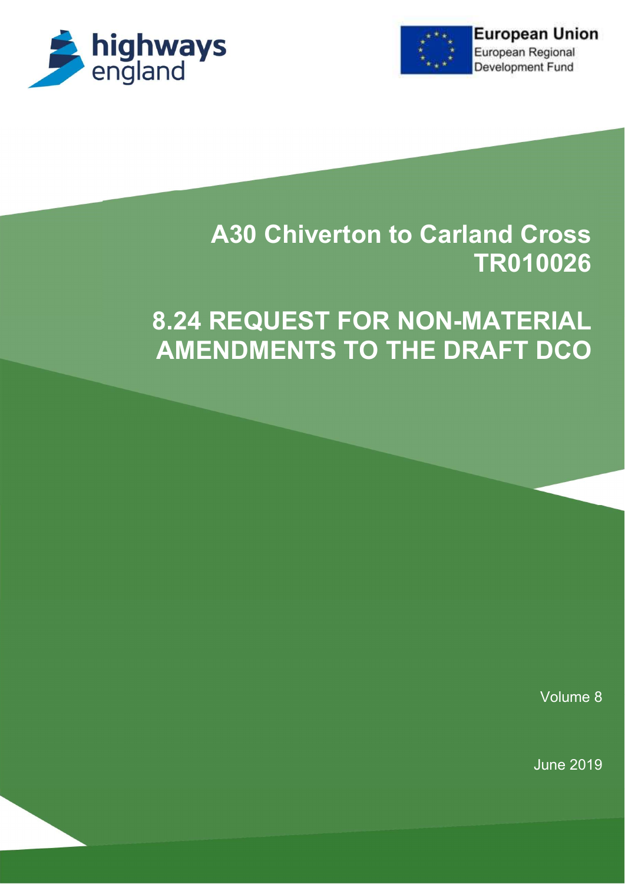highways england

European Union
European Regional Development Fund

# A30 Chiverton to Carland Cross
# TR010026

# 8.24 REQUEST FOR NON-MATERIAL AMENDMENTS TO THE DRAFT DCO

Volume 8

June 2019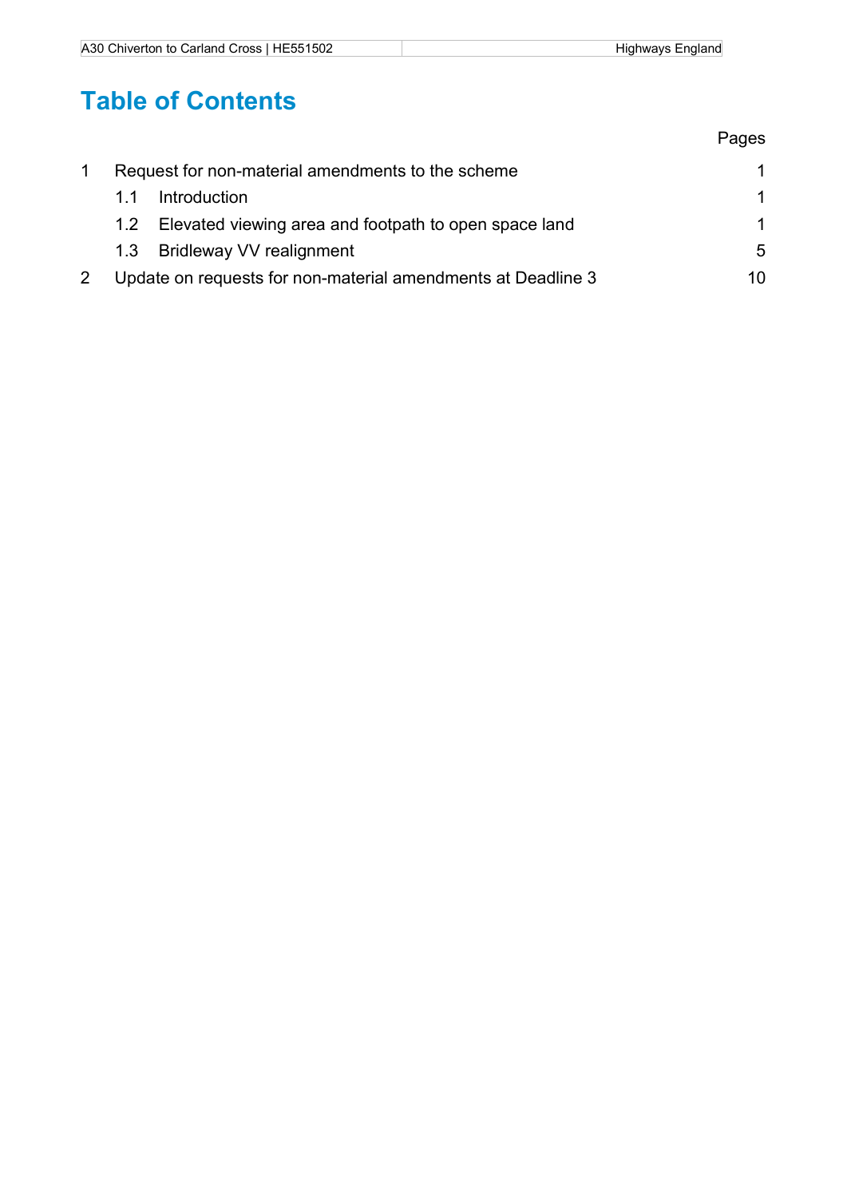# Table of Contents

| | | Pages |
|---|---|---|
| 1 | Request for non-material amendments to the scheme | 1 |
| | 1.1 Introduction | 1 |
| | 1.2 Elevated viewing area and footpath to open space land | 1 |
| | 1.3 Bridleway VV realignment | 5 |
| 2 | Update on requests for non-material amendments at Deadline 3 | 10 |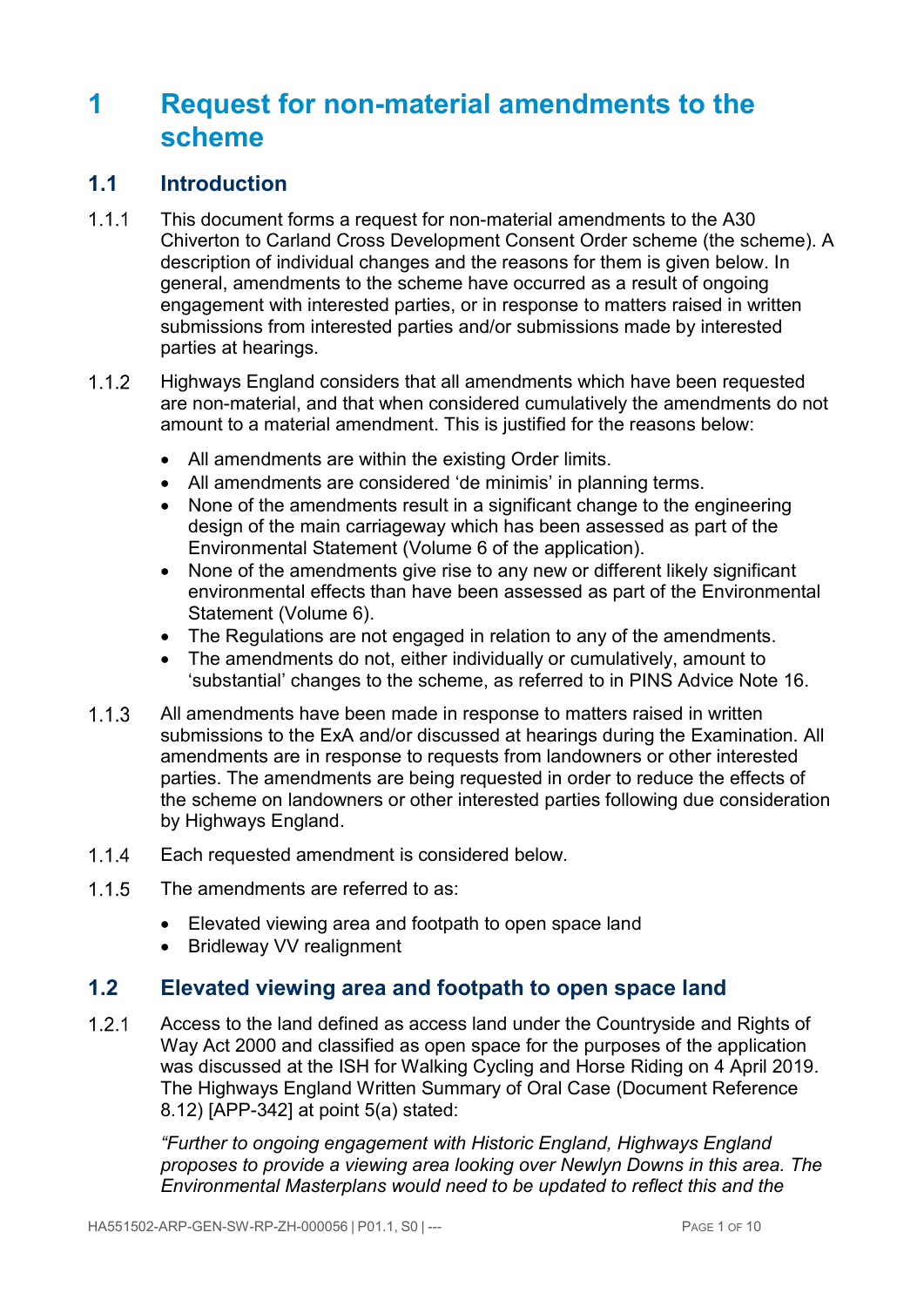# 1 Request for non-material amendments to the scheme

## 1.1 Introduction

1.1.1 This document forms a request for non-material amendments to the A30 Chiverton to Carland Cross Development Consent Order scheme (the scheme). A description of individual changes and the reasons for them is given below. In general, amendments to the scheme have occurred as a result of ongoing engagement with interested parties, or in response to matters raised in written submissions from interested parties and/or submissions made by interested parties at hearings.

1.1.2 Highways England considers that all amendments which have been requested are non-material, and that when considered cumulatively the amendments do not amount to a material amendment. This is justified for the reasons below:

- All amendments are within the existing Order limits.
- All amendments are considered 'de minimis' in planning terms.
- None of the amendments result in a significant change to the engineering design of the main carriageway which has been assessed as part of the Environmental Statement (Volume 6 of the application).
- None of the amendments give rise to any new or different likely significant environmental effects than have been assessed as part of the Environmental Statement (Volume 6).
- The Regulations are not engaged in relation to any of the amendments.
- The amendments do not, either individually or cumulatively, amount to 'substantial' changes to the scheme, as referred to in PINS Advice Note 16.

1.1.3 All amendments have been made in response to matters raised in written submissions to the ExA and/or discussed at hearings during the Examination. All amendments are in response to requests from landowners or other interested parties. The amendments are being requested in order to reduce the effects of the scheme on landowners or other interested parties following due consideration by Highways England.

1.1.4 Each requested amendment is considered below.

1.1.5 The amendments are referred to as:

- Elevated viewing area and footpath to open space land
- Bridleway VV realignment

## 1.2 Elevated viewing area and footpath to open space land

1.2.1 Access to the land defined as access land under the Countryside and Rights of Way Act 2000 and classified as open space for the purposes of the application was discussed at the ISH for Walking Cycling and Horse Riding on 4 April 2019. The Highways England Written Summary of Oral Case (Document Reference 8.12) [APP-342] at point 5(a) stated:

*"Further to ongoing engagement with Historic England, Highways England proposes to provide a viewing area looking over Newlyn Downs in this area. The Environmental Masterplans would need to be updated to reflect this and the*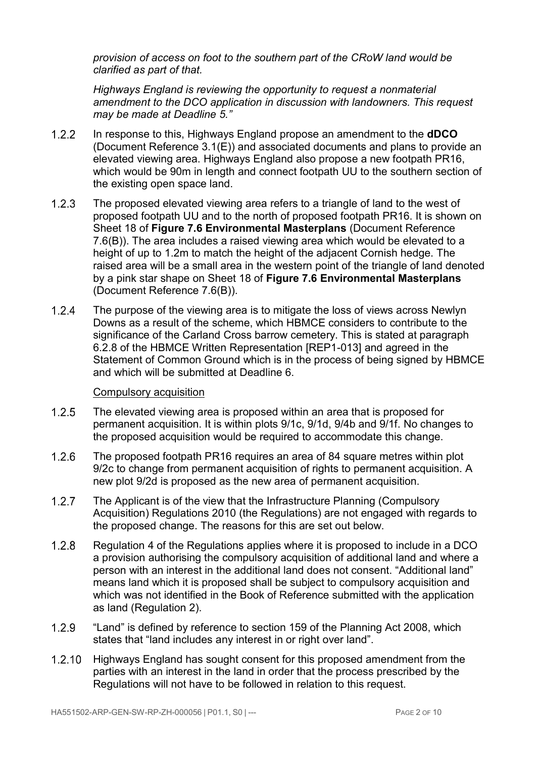*provision of access on foot to the southern part of the CRoW land would be clarified as part of that.*

*Highways England is reviewing the opportunity to request a nonmaterial amendment to the DCO application in discussion with landowners. This request may be made at Deadline 5."*

1.2.2 In response to this, Highways England propose an amendment to the **dDCO** (Document Reference 3.1(E)) and associated documents and plans to provide an elevated viewing area. Highways England also propose a new footpath PR16, which would be 90m in length and connect footpath UU to the southern section of the existing open space land.

1.2.3 The proposed elevated viewing area refers to a triangle of land to the west of proposed footpath UU and to the north of proposed footpath PR16. It is shown on Sheet 18 of **Figure 7.6 Environmental Masterplans** (Document Reference 7.6(B)). The area includes a raised viewing area which would be elevated to a height of up to 1.2m to match the height of the adjacent Cornish hedge. The raised area will be a small area in the western point of the triangle of land denoted by a pink star shape on Sheet 18 of **Figure 7.6 Environmental Masterplans** (Document Reference 7.6(B)).

1.2.4 The purpose of the viewing area is to mitigate the loss of views across Newlyn Downs as a result of the scheme, which HBMCE considers to contribute to the significance of the Carland Cross barrow cemetery. This is stated at paragraph 6.2.8 of the HBMCE Written Representation [REP1-013] and agreed in the Statement of Common Ground which is in the process of being signed by HBMCE and which will be submitted at Deadline 6.

<u>Compulsory acquisition</u>

1.2.5 The elevated viewing area is proposed within an area that is proposed for permanent acquisition. It is within plots 9/1c, 9/1d, 9/4b and 9/1f. No changes to the proposed acquisition would be required to accommodate this change.

1.2.6 The proposed footpath PR16 requires an area of 84 square metres within plot 9/2c to change from permanent acquisition of rights to permanent acquisition. A new plot 9/2d is proposed as the new area of permanent acquisition.

1.2.7 The Applicant is of the view that the Infrastructure Planning (Compulsory Acquisition) Regulations 2010 (the Regulations) are not engaged with regards to the proposed change. The reasons for this are set out below.

1.2.8 Regulation 4 of the Regulations applies where it is proposed to include in a DCO a provision authorising the compulsory acquisition of additional land and where a person with an interest in the additional land does not consent. "Additional land" means land which it is proposed shall be subject to compulsory acquisition and which was not identified in the Book of Reference submitted with the application as land (Regulation 2).

1.2.9 "Land" is defined by reference to section 159 of the Planning Act 2008, which states that "land includes any interest in or right over land".

1.2.10 Highways England has sought consent for this proposed amendment from the parties with an interest in the land in order that the process prescribed by the Regulations will not have to be followed in relation to this request.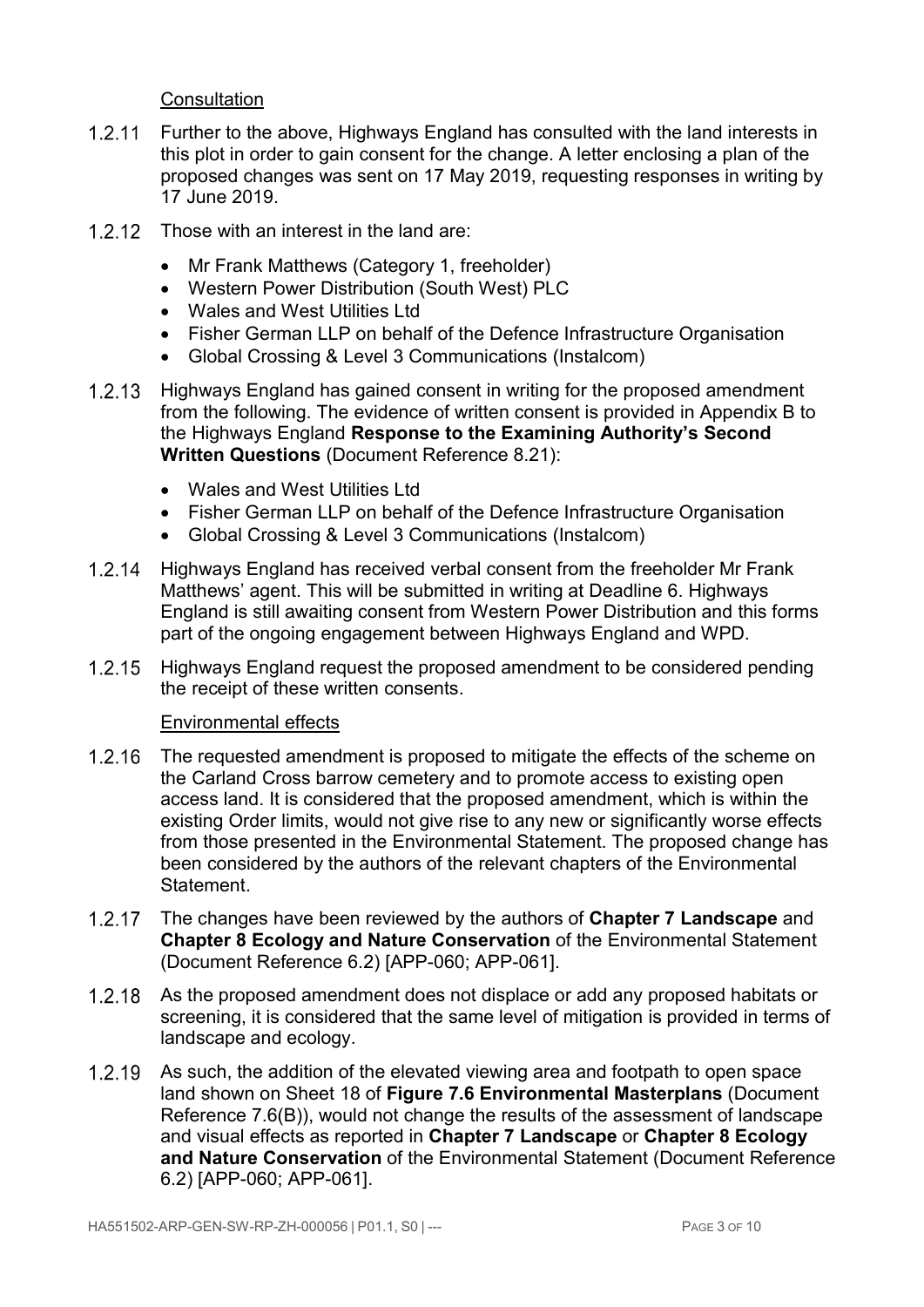Consultation

1.2.11 Further to the above, Highways England has consulted with the land interests in this plot in order to gain consent for the change. A letter enclosing a plan of the proposed changes was sent on 17 May 2019, requesting responses in writing by 17 June 2019.

1.2.12 Those with an interest in the land are:

- Mr Frank Matthews (Category 1, freeholder)
- Western Power Distribution (South West) PLC
- Wales and West Utilities Ltd
- Fisher German LLP on behalf of the Defence Infrastructure Organisation
- Global Crossing & Level 3 Communications (Instalcom)

1.2.13 Highways England has gained consent in writing for the proposed amendment from the following. The evidence of written consent is provided in Appendix B to the Highways England **Response to the Examining Authority's Second Written Questions** (Document Reference 8.21):

- Wales and West Utilities Ltd
- Fisher German LLP on behalf of the Defence Infrastructure Organisation
- Global Crossing & Level 3 Communications (Instalcom)

1.2.14 Highways England has received verbal consent from the freeholder Mr Frank Matthews' agent. This will be submitted in writing at Deadline 6. Highways England is still awaiting consent from Western Power Distribution and this forms part of the ongoing engagement between Highways England and WPD.

1.2.15 Highways England request the proposed amendment to be considered pending the receipt of these written consents.

Environmental effects

1.2.16 The requested amendment is proposed to mitigate the effects of the scheme on the Carland Cross barrow cemetery and to promote access to existing open access land. It is considered that the proposed amendment, which is within the existing Order limits, would not give rise to any new or significantly worse effects from those presented in the Environmental Statement. The proposed change has been considered by the authors of the relevant chapters of the Environmental Statement.

1.2.17 The changes have been reviewed by the authors of **Chapter 7 Landscape** and **Chapter 8 Ecology and Nature Conservation** of the Environmental Statement (Document Reference 6.2) [APP-060; APP-061].

1.2.18 As the proposed amendment does not displace or add any proposed habitats or screening, it is considered that the same level of mitigation is provided in terms of landscape and ecology.

1.2.19 As such, the addition of the elevated viewing area and footpath to open space land shown on Sheet 18 of **Figure 7.6 Environmental Masterplans** (Document Reference 7.6(B)), would not change the results of the assessment of landscape and visual effects as reported in **Chapter 7 Landscape** or **Chapter 8 Ecology and Nature Conservation** of the Environmental Statement (Document Reference 6.2) [APP-060; APP-061].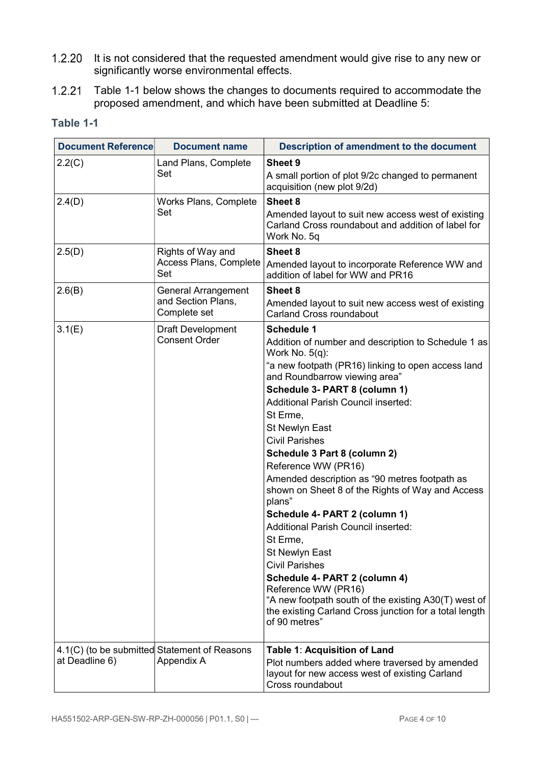1.2.20 It is not considered that the requested amendment would give rise to any new or significantly worse environmental effects.

1.2.21 Table 1-1 below shows the changes to documents required to accommodate the proposed amendment, and which have been submitted at Deadline 5:

**Table 1-1**

| Document Reference | Document name | Description of amendment to the document |
|---|---|---|
| 2.2(C) | Land Plans, Complete Set | **Sheet 9**<br>A small portion of plot 9/2c changed to permanent acquisition (new plot 9/2d) |
| 2.4(D) | Works Plans, Complete Set | **Sheet 8**<br>Amended layout to suit new access west of existing Carland Cross roundabout and addition of label for Work No. 5q |
| 2.5(D) | Rights of Way and Access Plans, Complete Set | **Sheet 8**<br>Amended layout to incorporate Reference WW and addition of label for WW and PR16 |
| 2.6(B) | General Arrangement and Section Plans, Complete set | **Sheet 8**<br>Amended layout to suit new access west of existing Carland Cross roundabout |
| 3.1(E) | Draft Development Consent Order | **Schedule 1**<br>Addition of number and description to Schedule 1 as Work No. 5(q):<br>"a new footpath (PR16) linking to open access land and Roundbarrow viewing area"<br>**Schedule 3- PART 8 (column 1)**<br>Additional Parish Council inserted:<br>St Erme,<br>St Newlyn East<br>Civil Parishes<br>**Schedule 3 Part 8 (column 2)**<br>Reference WW (PR16)<br>Amended description as "90 metres footpath as shown on Sheet 8 of the Rights of Way and Access plans"<br>**Schedule 4- PART 2 (column 1)**<br>Additional Parish Council inserted:<br>St Erme,<br>St Newlyn East<br>Civil Parishes<br>**Schedule 4- PART 2 (column 4)**<br>Reference WW (PR16)<br>"A new footpath south of the existing A30(T) west of the existing Carland Cross junction for a total length of 90 metres" |
| 4.1(C) (to be submitted at Deadline 6) | Statement of Reasons Appendix A | **Table 1**: **Acquisition of Land**<br>Plot numbers added where traversed by amended layout for new access west of existing Carland Cross roundabout |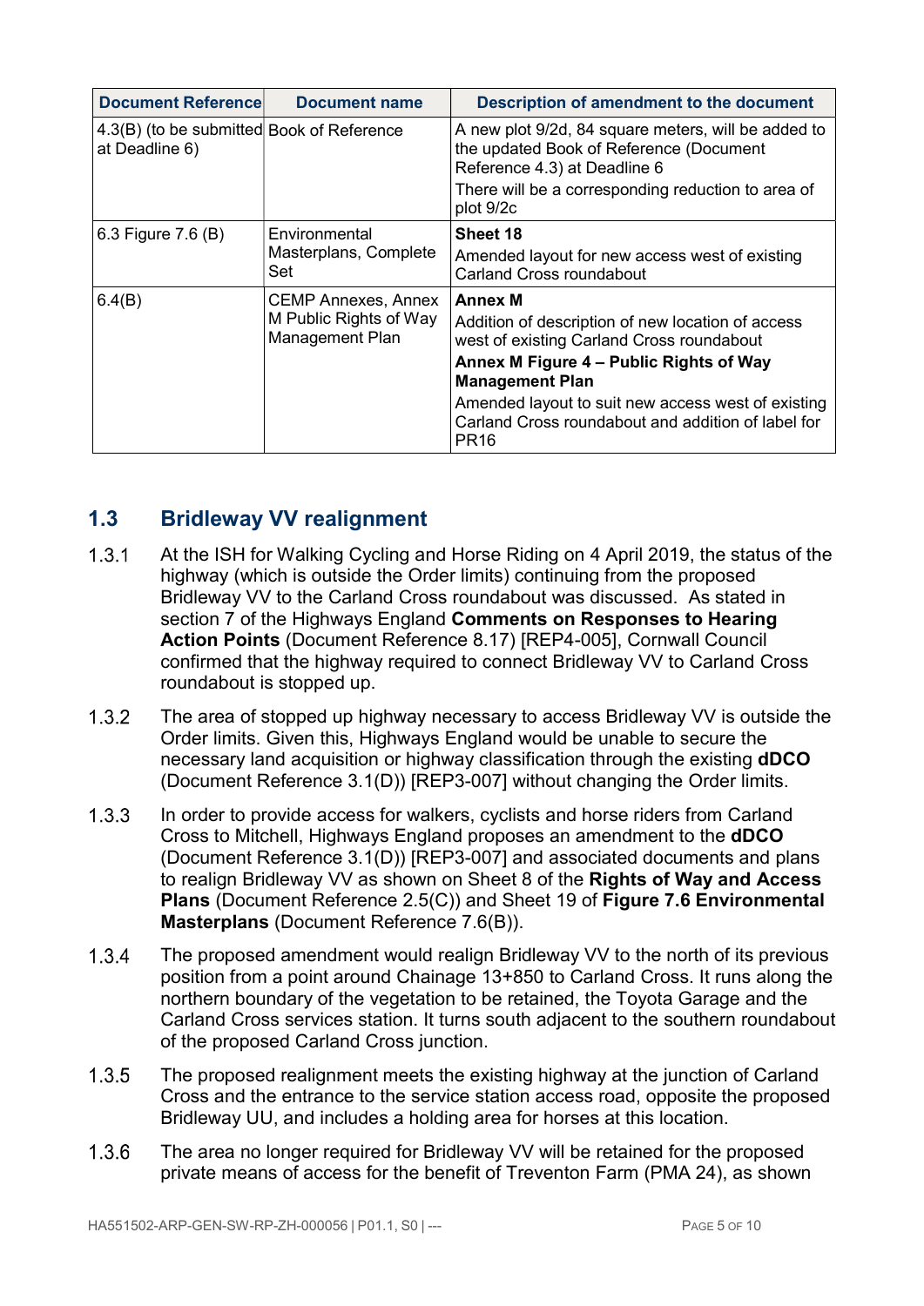| Document Reference | Document name | Description of amendment to the document |
| --- | --- | --- |
| 4.3(B) (to be submitted at Deadline 6) | Book of Reference | A new plot 9/2d, 84 square meters, will be added to the updated Book of Reference (Document Reference 4.3) at Deadline 6<br>There will be a corresponding reduction to area of plot 9/2c |
| 6.3 Figure 7.6 (B) | Environmental Masterplans, Complete Set | **Sheet 18**<br>Amended layout for new access west of existing Carland Cross roundabout |
| 6.4(B) | CEMP Annexes, Annex M Public Rights of Way Management Plan | **Annex M**<br>Addition of description of new location of access west of existing Carland Cross roundabout<br>**Annex M Figure 4 – Public Rights of Way Management Plan**<br>Amended layout to suit new access west of existing Carland Cross roundabout and addition of label for PR16 |

## 1.3 Bridleway VV realignment

1.3.1 At the ISH for Walking Cycling and Horse Riding on 4 April 2019, the status of the highway (which is outside the Order limits) continuing from the proposed Bridleway VV to the Carland Cross roundabout was discussed. As stated in section 7 of the Highways England **Comments on Responses to Hearing Action Points** (Document Reference 8.17) [REP4-005], Cornwall Council confirmed that the highway required to connect Bridleway VV to Carland Cross roundabout is stopped up.

1.3.2 The area of stopped up highway necessary to access Bridleway VV is outside the Order limits. Given this, Highways England would be unable to secure the necessary land acquisition or highway classification through the existing **dDCO** (Document Reference 3.1(D)) [REP3-007] without changing the Order limits.

1.3.3 In order to provide access for walkers, cyclists and horse riders from Carland Cross to Mitchell, Highways England proposes an amendment to the **dDCO** (Document Reference 3.1(D)) [REP3-007] and associated documents and plans to realign Bridleway VV as shown on Sheet 8 of the **Rights of Way and Access Plans** (Document Reference 2.5(C)) and Sheet 19 of **Figure 7.6 Environmental Masterplans** (Document Reference 7.6(B)).

1.3.4 The proposed amendment would realign Bridleway VV to the north of its previous position from a point around Chainage 13+850 to Carland Cross. It runs along the northern boundary of the vegetation to be retained, the Toyota Garage and the Carland Cross services station. It turns south adjacent to the southern roundabout of the proposed Carland Cross junction.

1.3.5 The proposed realignment meets the existing highway at the junction of Carland Cross and the entrance to the service station access road, opposite the proposed Bridleway UU, and includes a holding area for horses at this location.

1.3.6 The area no longer required for Bridleway VV will be retained for the proposed private means of access for the benefit of Treventon Farm (PMA 24), as shown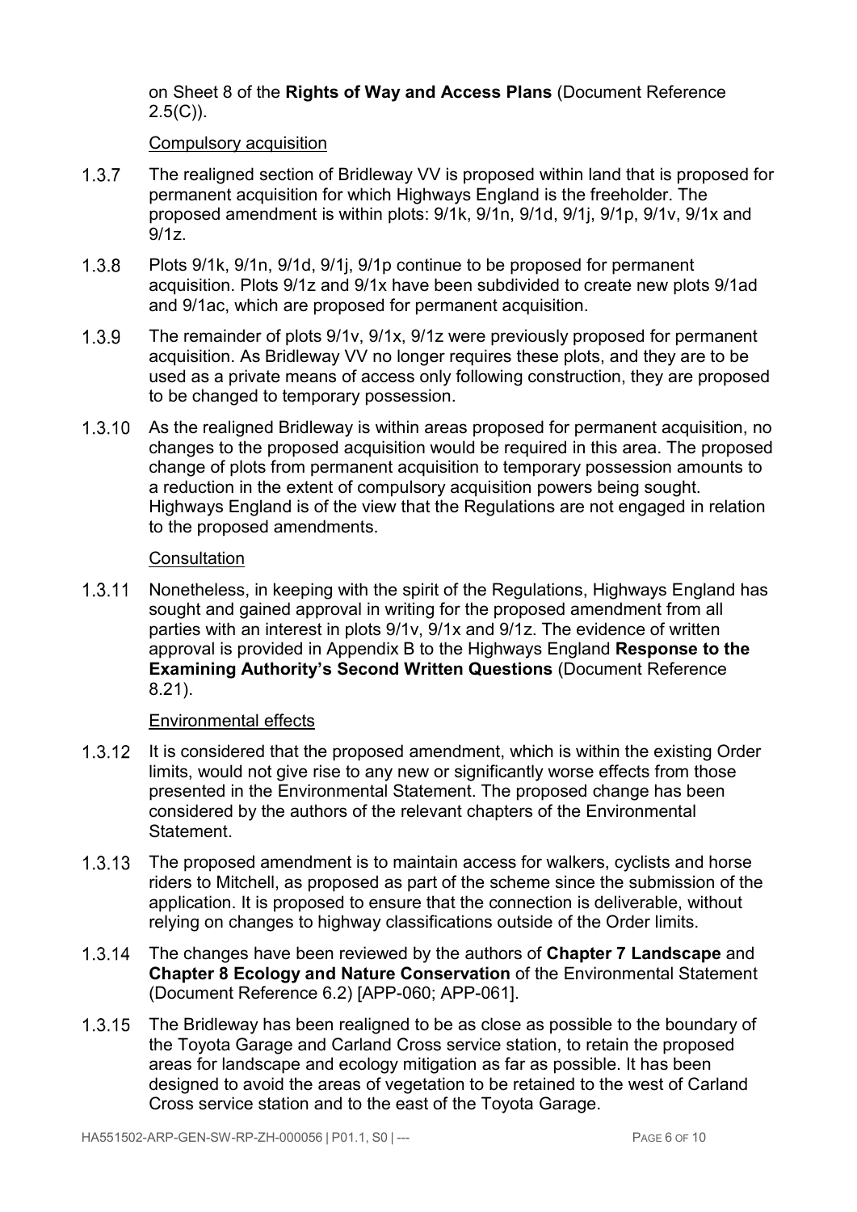on Sheet 8 of the **Rights of Way and Access Plans** (Document Reference 2.5(C)).

Compulsory acquisition

1.3.7 The realigned section of Bridleway VV is proposed within land that is proposed for permanent acquisition for which Highways England is the freeholder. The proposed amendment is within plots: 9/1k, 9/1n, 9/1d, 9/1j, 9/1p, 9/1v, 9/1x and 9/1z.

1.3.8 Plots 9/1k, 9/1n, 9/1d, 9/1j, 9/1p continue to be proposed for permanent acquisition. Plots 9/1z and 9/1x have been subdivided to create new plots 9/1ad and 9/1ac, which are proposed for permanent acquisition.

1.3.9 The remainder of plots 9/1v, 9/1x, 9/1z were previously proposed for permanent acquisition. As Bridleway VV no longer requires these plots, and they are to be used as a private means of access only following construction, they are proposed to be changed to temporary possession.

1.3.10 As the realigned Bridleway is within areas proposed for permanent acquisition, no changes to the proposed acquisition would be required in this area. The proposed change of plots from permanent acquisition to temporary possession amounts to a reduction in the extent of compulsory acquisition powers being sought. Highways England is of the view that the Regulations are not engaged in relation to the proposed amendments.

Consultation

1.3.11 Nonetheless, in keeping with the spirit of the Regulations, Highways England has sought and gained approval in writing for the proposed amendment from all parties with an interest in plots 9/1v, 9/1x and 9/1z. The evidence of written approval is provided in Appendix B to the Highways England **Response to the Examining Authority's Second Written Questions** (Document Reference 8.21).

Environmental effects

1.3.12 It is considered that the proposed amendment, which is within the existing Order limits, would not give rise to any new or significantly worse effects from those presented in the Environmental Statement. The proposed change has been considered by the authors of the relevant chapters of the Environmental Statement.

1.3.13 The proposed amendment is to maintain access for walkers, cyclists and horse riders to Mitchell, as proposed as part of the scheme since the submission of the application. It is proposed to ensure that the connection is deliverable, without relying on changes to highway classifications outside of the Order limits.

1.3.14 The changes have been reviewed by the authors of **Chapter 7 Landscape** and **Chapter 8 Ecology and Nature Conservation** of the Environmental Statement (Document Reference 6.2) [APP-060; APP-061].

1.3.15 The Bridleway has been realigned to be as close as possible to the boundary of the Toyota Garage and Carland Cross service station, to retain the proposed areas for landscape and ecology mitigation as far as possible. It has been designed to avoid the areas of vegetation to be retained to the west of Carland Cross service station and to the east of the Toyota Garage.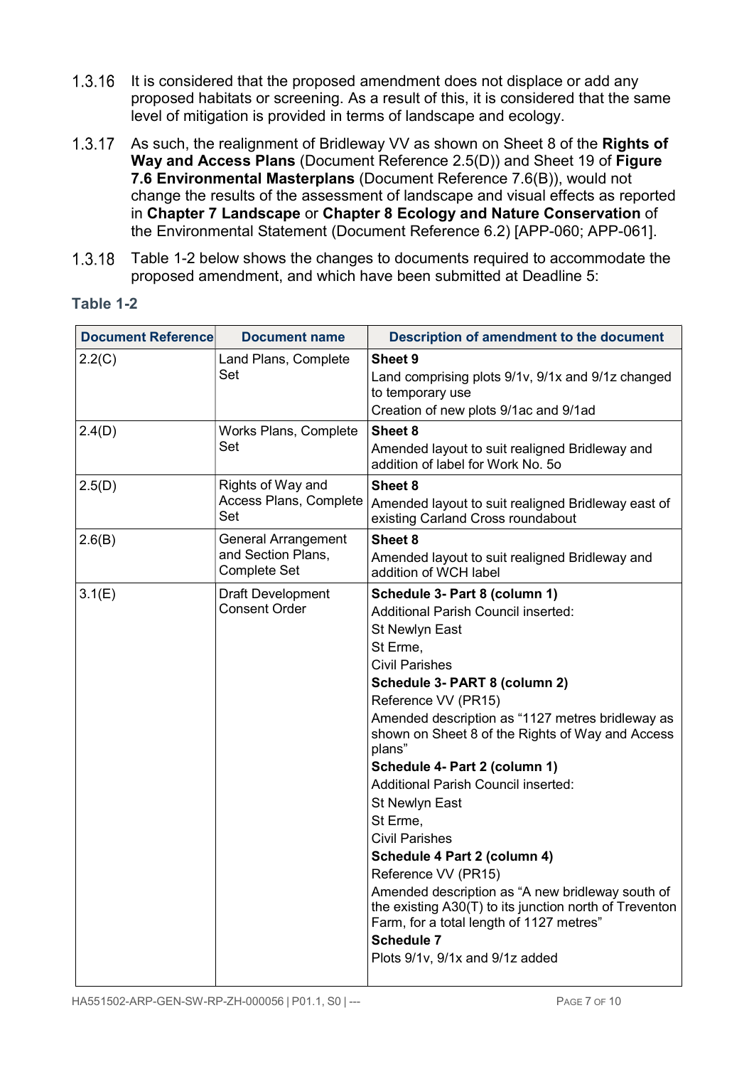1.3.16 It is considered that the proposed amendment does not displace or add any proposed habitats or screening. As a result of this, it is considered that the same level of mitigation is provided in terms of landscape and ecology.

1.3.17 As such, the realignment of Bridleway VV as shown on Sheet 8 of the **Rights of Way and Access Plans** (Document Reference 2.5(D)) and Sheet 19 of **Figure 7.6 Environmental Masterplans** (Document Reference 7.6(B)), would not change the results of the assessment of landscape and visual effects as reported in **Chapter 7 Landscape** or **Chapter 8 Ecology and Nature Conservation** of the Environmental Statement (Document Reference 6.2) [APP-060; APP-061].

1.3.18 Table 1-2 below shows the changes to documents required to accommodate the proposed amendment, and which have been submitted at Deadline 5:

**Table 1-2**

| Document Reference | Document name | Description of amendment to the document |
|---|---|---|
| 2.2(C) | Land Plans, Complete Set | **Sheet 9**<br>Land comprising plots 9/1v, 9/1x and 9/1z changed to temporary use<br>Creation of new plots 9/1ac and 9/1ad |
| 2.4(D) | Works Plans, Complete Set | **Sheet 8**<br>Amended layout to suit realigned Bridleway and addition of label for Work No. 5o |
| 2.5(D) | Rights of Way and Access Plans, Complete Set | **Sheet 8**<br>Amended layout to suit realigned Bridleway east of existing Carland Cross roundabout |
| 2.6(B) | General Arrangement and Section Plans, Complete Set | **Sheet 8**<br>Amended layout to suit realigned Bridleway and addition of WCH label |
| 3.1(E) | Draft Development Consent Order | **Schedule 3- Part 8 (column 1)**<br>Additional Parish Council inserted:<br>St Newlyn East<br>St Erme,<br>Civil Parishes<br>**Schedule 3- PART 8 (column 2)**<br>Reference VV (PR15)<br>Amended description as "1127 metres bridleway as shown on Sheet 8 of the Rights of Way and Access plans"<br>**Schedule 4- Part 2 (column 1)**<br>Additional Parish Council inserted:<br>St Newlyn East<br>St Erme,<br>Civil Parishes<br>**Schedule 4 Part 2 (column 4)**<br>Reference VV (PR15)<br>Amended description as "A new bridleway south of the existing A30(T) to its junction north of Treventon Farm, for a total length of 1127 metres"<br>**Schedule 7**<br>Plots 9/1v, 9/1x and 9/1z added |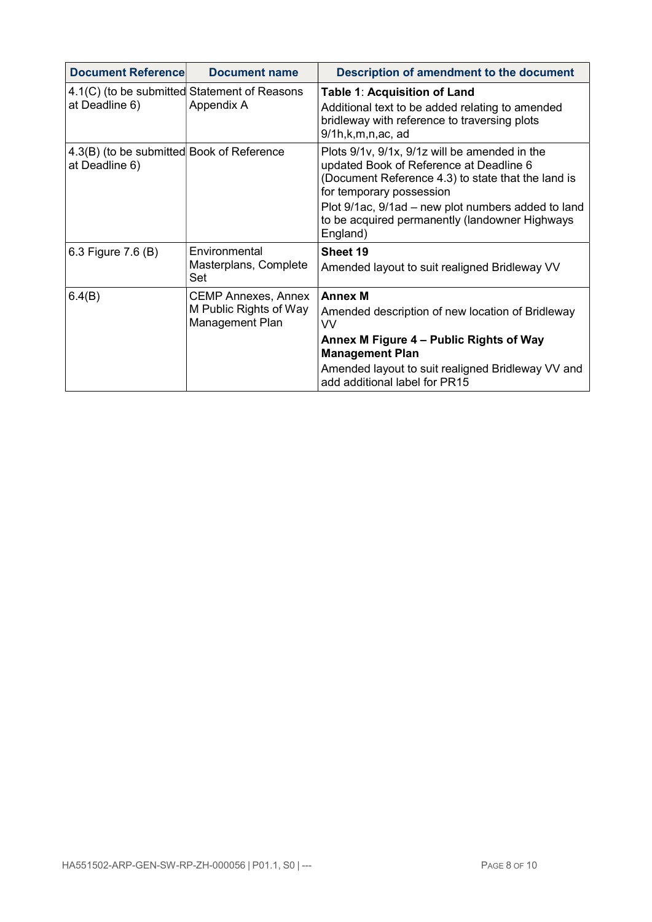| Document Reference | Document name | Description of amendment to the document |
|---|---|---|
| 4.1(C) (to be submitted at Deadline 6) | Statement of Reasons Appendix A | **Table 1**: **Acquisition of Land**<br>Additional text to be added relating to amended bridleway with reference to traversing plots 9/1h,k,m,n,ac, ad |
| 4.3(B) (to be submitted at Deadline 6) | Book of Reference | Plots 9/1v, 9/1x, 9/1z will be amended in the updated Book of Reference at Deadline 6 (Document Reference 4.3) to state that the land is for temporary possession<br>Plot 9/1ac, 9/1ad – new plot numbers added to land to be acquired permanently (landowner Highways England) |
| 6.3 Figure 7.6 (B) | Environmental Masterplans, Complete Set | **Sheet 19**<br>Amended layout to suit realigned Bridleway VV |
| 6.4(B) | CEMP Annexes, Annex M Public Rights of Way Management Plan | **Annex M**<br>Amended description of new location of Bridleway VV<br>**Annex M Figure 4 – Public Rights of Way Management Plan**<br>Amended layout to suit realigned Bridleway VV and add additional label for PR15 |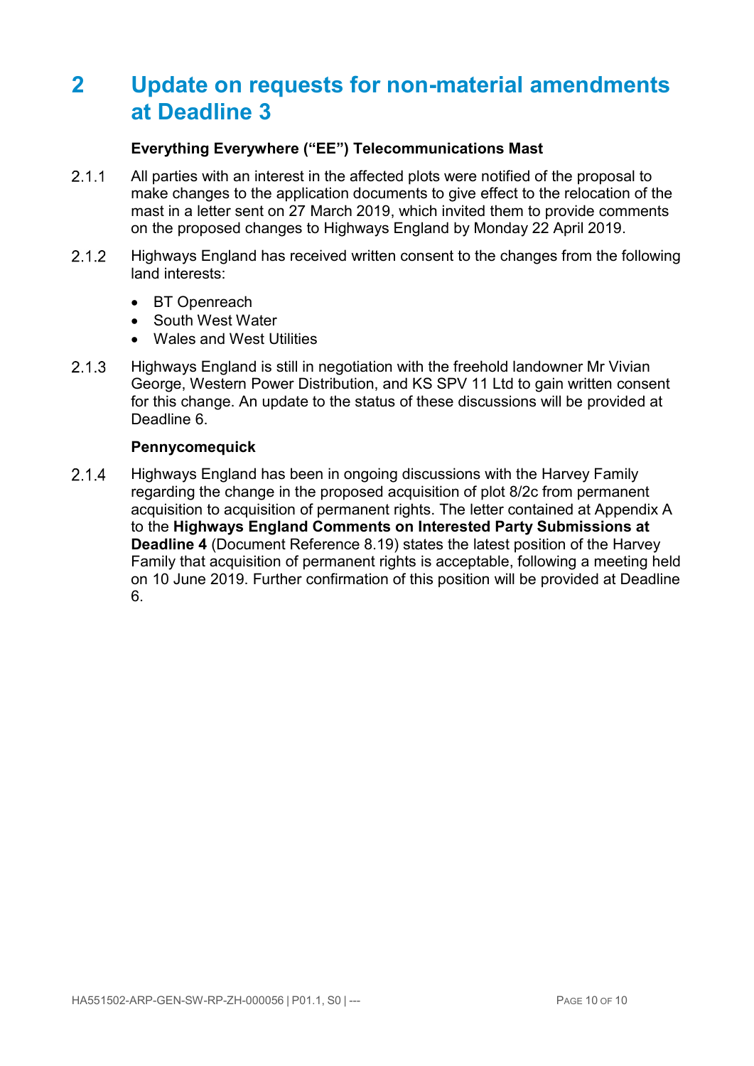# 2 Update on requests for non-material amendments at Deadline 3

### Everything Everywhere ("EE") Telecommunications Mast

2.1.1 All parties with an interest in the affected plots were notified of the proposal to make changes to the application documents to give effect to the relocation of the mast in a letter sent on 27 March 2019, which invited them to provide comments on the proposed changes to Highways England by Monday 22 April 2019.

2.1.2 Highways England has received written consent to the changes from the following land interests:

- BT Openreach
- South West Water
- Wales and West Utilities

2.1.3 Highways England is still in negotiation with the freehold landowner Mr Vivian George, Western Power Distribution, and KS SPV 11 Ltd to gain written consent for this change. An update to the status of these discussions will be provided at Deadline 6.

### Pennycomequick

2.1.4 Highways England has been in ongoing discussions with the Harvey Family regarding the change in the proposed acquisition of plot 8/2c from permanent acquisition to acquisition of permanent rights. The letter contained at Appendix A to the **Highways England Comments on Interested Party Submissions at Deadline 4** (Document Reference 8.19) states the latest position of the Harvey Family that acquisition of permanent rights is acceptable, following a meeting held on 10 June 2019. Further confirmation of this position will be provided at Deadline 6.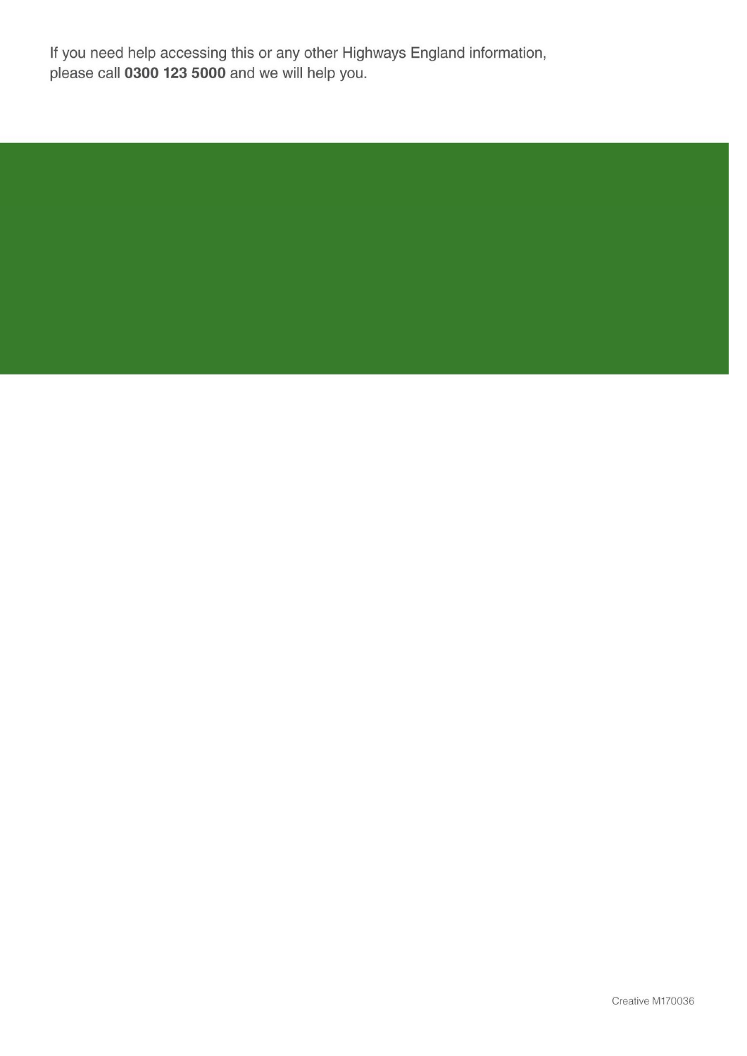If you need help accessing this or any other Highways England information, please call **0300 123 5000** and we will help you.

Creative M170036